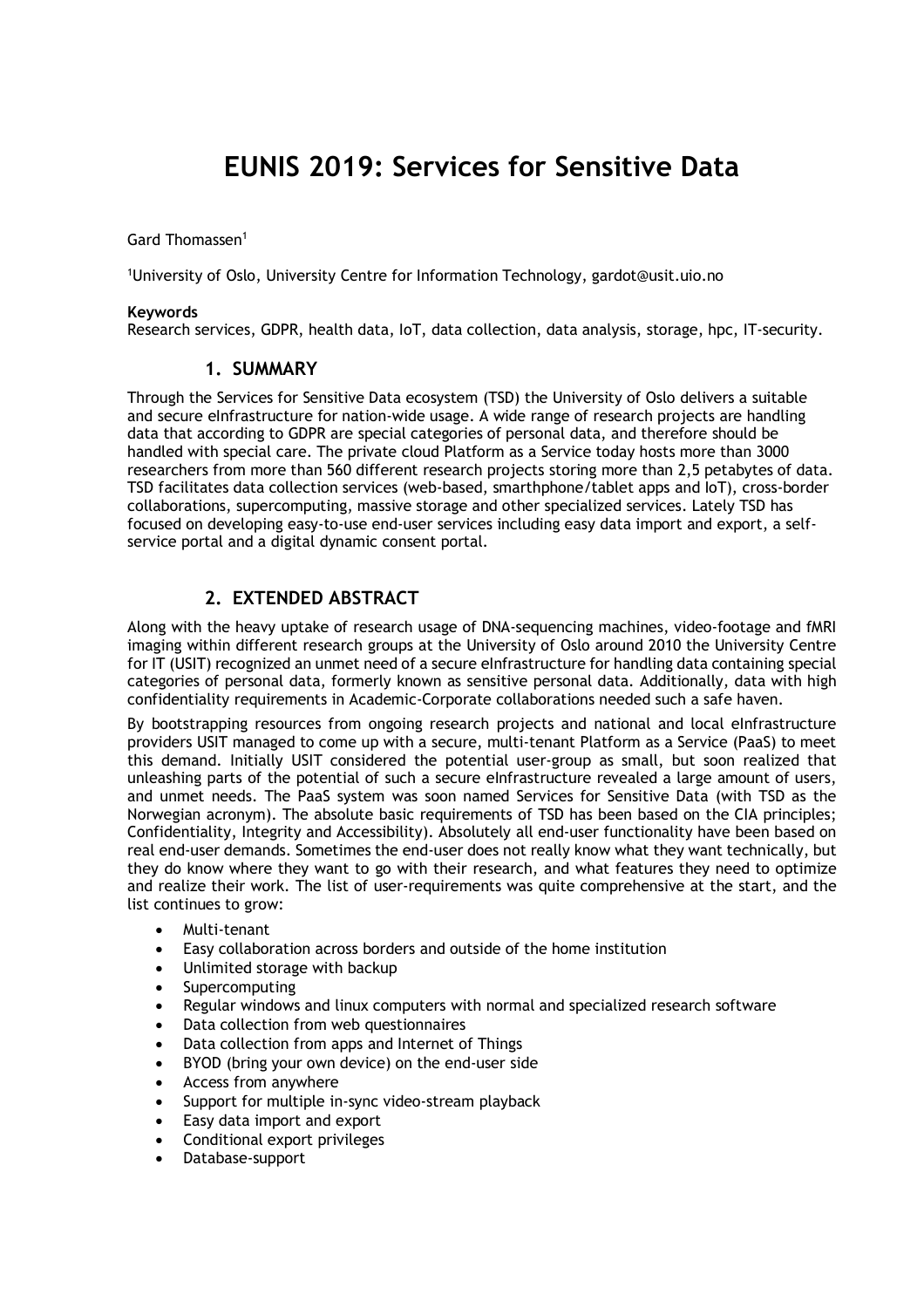# EUNIS 2019: Services for Sensitive Data

Gard Thomassen[1]

[1]University of Oslo, University Centre for Information Technology, gardot@usit.uio.no

**Keywords**
Research services, GDPR, health data, IoT, data collection, data analysis, storage, hpc, IT-security.

## 1. SUMMARY

Through the Services for Sensitive Data ecosystem (TSD) the University of Oslo delivers a suitable and secure eInfrastructure for nation-wide usage. A wide range of research projects are handling data that according to GDPR are special categories of personal data, and therefore should be handled with special care. The private cloud Platform as a Service today hosts more than 3000 researchers from more than 560 different research projects storing more than 2,5 petabytes of data. TSD facilitates data collection services (web-based, smarthphone/tablet apps and IoT), cross-border collaborations, supercomputing, massive storage and other specialized services. Lately TSD has focused on developing easy-to-use end-user services including easy data import and export, a self-service portal and a digital dynamic consent portal.

## 2. EXTENDED ABSTRACT

Along with the heavy uptake of research usage of DNA-sequencing machines, video-footage and fMRI imaging within different research groups at the University of Oslo around 2010 the University Centre for IT (USIT) recognized an unmet need of a secure eInfrastructure for handling data containing special categories of personal data, formerly known as sensitive personal data. Additionally, data with high confidentiality requirements in Academic-Corporate collaborations needed such a safe haven.

By bootstrapping resources from ongoing research projects and national and local eInfrastructure providers USIT managed to come up with a secure, multi-tenant Platform as a Service (PaaS) to meet this demand. Initially USIT considered the potential user-group as small, but soon realized that unleashing parts of the potential of such a secure eInfrastructure revealed a large amount of users, and unmet needs. The PaaS system was soon named Services for Sensitive Data (with TSD as the Norwegian acronym). The absolute basic requirements of TSD has been based on the CIA principles; Confidentiality, Integrity and Accessibility). Absolutely all end-user functionality have been based on real end-user demands. Sometimes the end-user does not really know what they want technically, but they do know where they want to go with their research, and what features they need to optimize and realize their work. The list of user-requirements was quite comprehensive at the start, and the list continues to grow:

- Multi-tenant
- Easy collaboration across borders and outside of the home institution
- Unlimited storage with backup
- Supercomputing
- Regular windows and linux computers with normal and specialized research software
- Data collection from web questionnaires
- Data collection from apps and Internet of Things
- BYOD (bring your own device) on the end-user side
- Access from anywhere
- Support for multiple in-sync video-stream playback
- Easy data import and export
- Conditional export privileges
- Database-support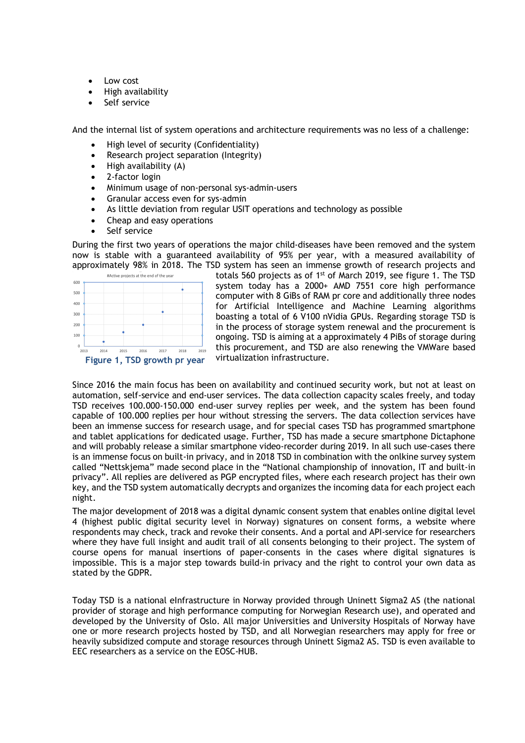- Low cost
- High availability
- Self service

And the internal list of system operations and architecture requirements was no less of a challenge:

- High level of security (Confidentiality)
- Research project separation (Integrity)
- High availability (A)
- 2-factor login
- Minimum usage of non-personal sys-admin-users
- Granular access even for sys-admin
- As little deviation from regular USIT operations and technology as possible
- Cheap and easy operations
- Self service

During the first two years of operations the major child-diseases have been removed and the system now is stable with a guaranteed availability of 95% per year, with a measured availability of approximately 98% in 2018. The TSD system has seen an immense growth of research projects and totals 560 projects as of 1st of March 2019, see figure 1. The TSD system today has a 2000+ AMD 7551 core high performance computer with 8 GiBs of RAM pr core and additionally three nodes for Artificial Intelligence and Machine Learning algorithms boasting a total of 6 V100 nVidia GPUs. Regarding storage TSD is in the process of storage system renewal and the procurement is ongoing. TSD is aiming at a approximately 4 PiBs of storage during this procurement, and TSD are also renewing the VMWare based virtualization infrastructure.

**Figure 1, TSD growth pr year**

Since 2016 the main focus has been on availability and continued security work, but not at least on automation, self-service and end-user services. The data collection capacity scales freely, and today TSD receives 100.000-150.000 end-user survey replies per week, and the system has been found capable of 100.000 replies per hour without stressing the servers. The data collection services have been an immense success for research usage, and for special cases TSD has programmed smartphone and tablet applications for dedicated usage. Further, TSD has made a secure smartphone Dictaphone and will probably release a similar smartphone video-recorder during 2019. In all such use-cases there is an immense focus on built-in privacy, and in 2018 TSD in combination with the onlkine survey system called "Nettskjema" made second place in the "National championship of innovation, IT and built-in privacy". All replies are delivered as PGP encrypted files, where each research project has their own key, and the TSD system automatically decrypts and organizes the incoming data for each project each night.

The major development of 2018 was a digital dynamic consent system that enables online digital level 4 (highest public digital security level in Norway) signatures on consent forms, a website where respondents may check, track and revoke their consents. And a portal and API-service for researchers where they have full insight and audit trail of all consents belonging to their project. The system of course opens for manual insertions of paper-consents in the cases where digital signatures is impossible. This is a major step towards build-in privacy and the right to control your own data as stated by the GDPR.

Today TSD is a national eInfrastructure in Norway provided through Uninett Sigma2 AS (the national provider of storage and high performance computing for Norwegian Research use), and operated and developed by the University of Oslo. All major Universities and University Hospitals of Norway have one or more research projects hosted by TSD, and all Norwegian researchers may apply for free or heavily subsidized compute and storage resources through Uninett Sigma2 AS. TSD is even available to EEC researchers as a service on the EOSC-HUB.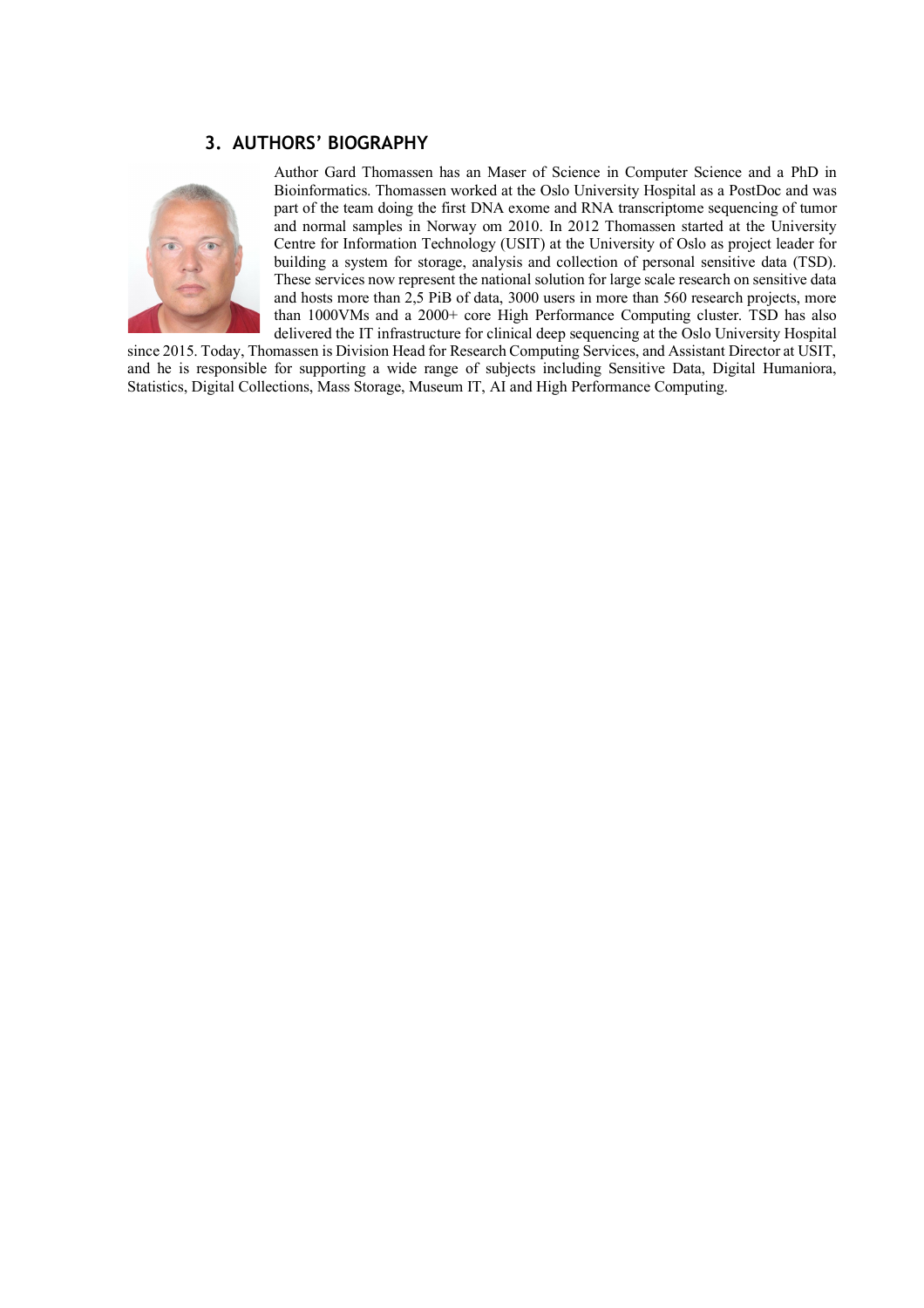## 3. AUTHORS' BIOGRAPHY

Author Gard Thomassen has an Maser of Science in Computer Science and a PhD in Bioinformatics. Thomassen worked at the Oslo University Hospital as a PostDoc and was part of the team doing the first DNA exome and RNA transcriptome sequencing of tumor and normal samples in Norway om 2010. In 2012 Thomassen started at the University Centre for Information Technology (USIT) at the University of Oslo as project leader for building a system for storage, analysis and collection of personal sensitive data (TSD). These services now represent the national solution for large scale research on sensitive data and hosts more than 2,5 PiB of data, 3000 users in more than 560 research projects, more than 1000VMs and a 2000+ core High Performance Computing cluster. TSD has also delivered the IT infrastructure for clinical deep sequencing at the Oslo University Hospital since 2015. Today, Thomassen is Division Head for Research Computing Services, and Assistant Director at USIT, and he is responsible for supporting a wide range of subjects including Sensitive Data, Digital Humaniora, Statistics, Digital Collections, Mass Storage, Museum IT, AI and High Performance Computing.